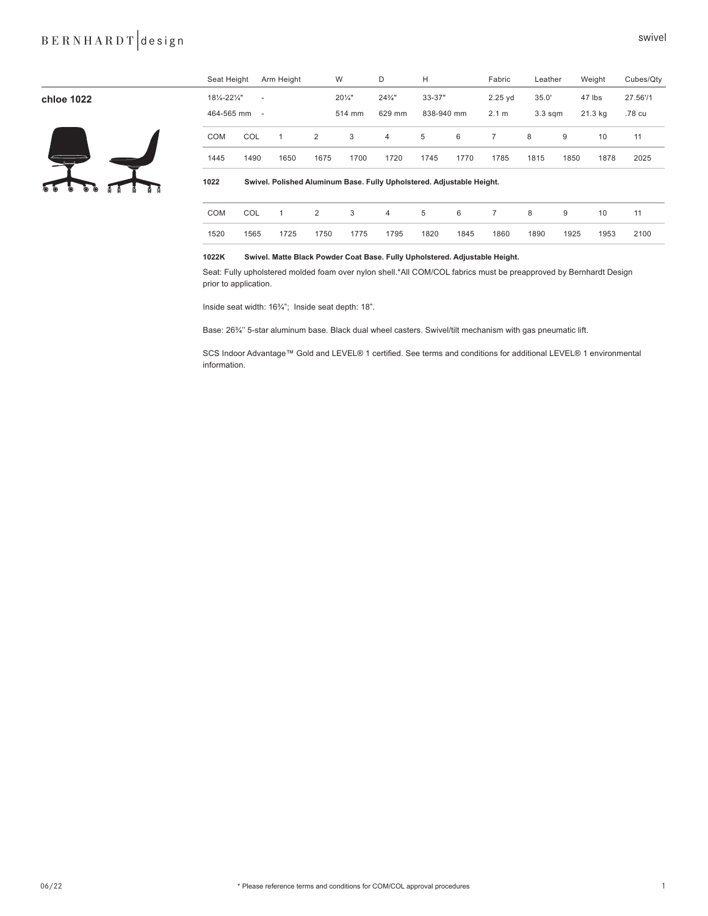## chloe 1022

| Seat Height | Arm Height | W | D | H | Fabric | Leather | Weight | Cubes/Qty |
|---|---|---|---|---|---|---|---|---|
| 18¼-22¼" | - | 20¼" | 24¾" | 33-37" | 2.25 yd | 35.0' | 47 lbs | 27.56'/1 |
| 464-565 mm | - | 514 mm | 629 mm | 838-940 mm | 2.1 m | 3.3 sqm | 21.3 kg | .78 cu |

| COM | COL | 1 | 2 | 3 | 4 | 5 | 6 | 7 | 8 | 9 | 10 | 11 |
|---|---|---|---|---|---|---|---|---|---|---|---|---|
| 1445 | 1490 | 1650 | 1675 | 1700 | 1720 | 1745 | 1770 | 1785 | 1815 | 1850 | 1878 | 2025 |

**1022 Swivel. Polished Aluminum Base. Fully Upholstered. Adjustable Height.**

| COM | COL | 1 | 2 | 3 | 4 | 5 | 6 | 7 | 8 | 9 | 10 | 11 |
|---|---|---|---|---|---|---|---|---|---|---|---|---|
| 1520 | 1565 | 1725 | 1750 | 1775 | 1795 | 1820 | 1845 | 1860 | 1890 | 1925 | 1953 | 2100 |

**1022K Swivel. Matte Black Powder Coat Base. Fully Upholstered. Adjustable Height.**

Seat: Fully upholstered molded foam over nylon shell.*All COM/COL fabrics must be preapproved by Bernhardt Design prior to application.

Inside seat width: 16¾"; Inside seat depth: 18".

Base: 26¾'' 5-star aluminum base. Black dual wheel casters. Swivel/tilt mechanism with gas pneumatic lift.

SCS Indoor Advantage™ Gold and LEVEL® 1 certified. See terms and conditions for additional LEVEL® 1 environmental information.

06/22

* Please reference terms and conditions for COM/COL approval procedures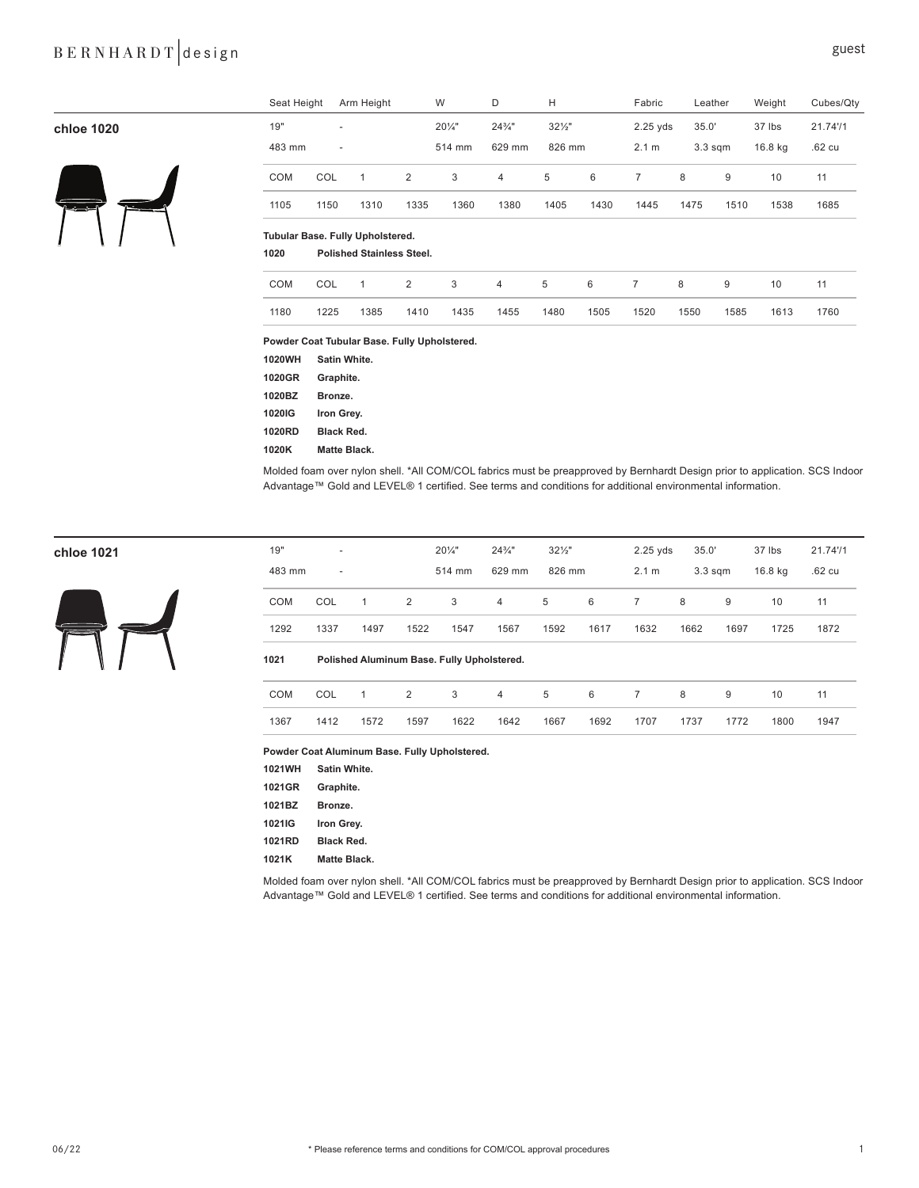## chloe 1020

| Seat Height | Arm Height | W | D | H | Fabric | Leather | Weight | Cubes/Qty |
|---|---|---|---|---|---|---|---|---|
| 19" | - | 20¼" | 24¾" | 32½" | 2.25 yds | 35.0' | 37 lbs | 21.74'/1 |
| 483 mm | - | 514 mm | 629 mm | 826 mm | 2.1 m | 3.3 sqm | 16.8 kg | .62 cu |

| COM | COL | 1 | 2 | 3 | 4 | 5 | 6 | 7 | 8 | 9 | 10 | 11 |
|---|---|---|---|---|---|---|---|---|---|---|---|---|
| 1105 | 1150 | 1310 | 1335 | 1360 | 1380 | 1405 | 1430 | 1445 | 1475 | 1510 | 1538 | 1685 |

**Tubular Base. Fully Upholstered.**

**1020** **Polished Stainless Steel.**

| COM | COL | 1 | 2 | 3 | 4 | 5 | 6 | 7 | 8 | 9 | 10 | 11 |
|---|---|---|---|---|---|---|---|---|---|---|---|---|
| 1180 | 1225 | 1385 | 1410 | 1435 | 1455 | 1480 | 1505 | 1520 | 1550 | 1585 | 1613 | 1760 |

**Powder Coat Tubular Base. Fully Upholstered.**

**1020WH** **Satin White.**
**1020GR** **Graphite.**
**1020BZ** **Bronze.**
**1020IG** **Iron Grey.**
**1020RD** **Black Red.**
**1020K** **Matte Black.**

Molded foam over nylon shell. *All COM/COL fabrics must be preapproved by Bernhardt Design prior to application. SCS Indoor Advantage™ Gold and LEVEL® 1 certified. See terms and conditions for additional environmental information.

## chloe 1021

| Seat Height | Arm Height | W | D | H | Fabric | Leather | Weight | Cubes/Qty |
|---|---|---|---|---|---|---|---|---|
| 19" | - | 20¼" | 24¾" | 32½" | 2.25 yds | 35.0' | 37 lbs | 21.74'/1 |
| 483 mm | - | 514 mm | 629 mm | 826 mm | 2.1 m | 3.3 sqm | 16.8 kg | .62 cu |

| COM | COL | 1 | 2 | 3 | 4 | 5 | 6 | 7 | 8 | 9 | 10 | 11 |
|---|---|---|---|---|---|---|---|---|---|---|---|---|
| 1292 | 1337 | 1497 | 1522 | 1547 | 1567 | 1592 | 1617 | 1632 | 1662 | 1697 | 1725 | 1872 |

**1021** **Polished Aluminum Base. Fully Upholstered.**

| COM | COL | 1 | 2 | 3 | 4 | 5 | 6 | 7 | 8 | 9 | 10 | 11 |
|---|---|---|---|---|---|---|---|---|---|---|---|---|
| 1367 | 1412 | 1572 | 1597 | 1622 | 1642 | 1667 | 1692 | 1707 | 1737 | 1772 | 1800 | 1947 |

**Powder Coat Aluminum Base. Fully Upholstered.**

**1021WH** **Satin White.**
**1021GR** **Graphite.**
**1021BZ** **Bronze.**
**1021IG** **Iron Grey.**
**1021RD** **Black Red.**
**1021K** **Matte Black.**

Molded foam over nylon shell. *All COM/COL fabrics must be preapproved by Bernhardt Design prior to application. SCS Indoor Advantage™ Gold and LEVEL® 1 certified. See terms and conditions for additional environmental information.

* Please reference terms and conditions for COM/COL approval procedures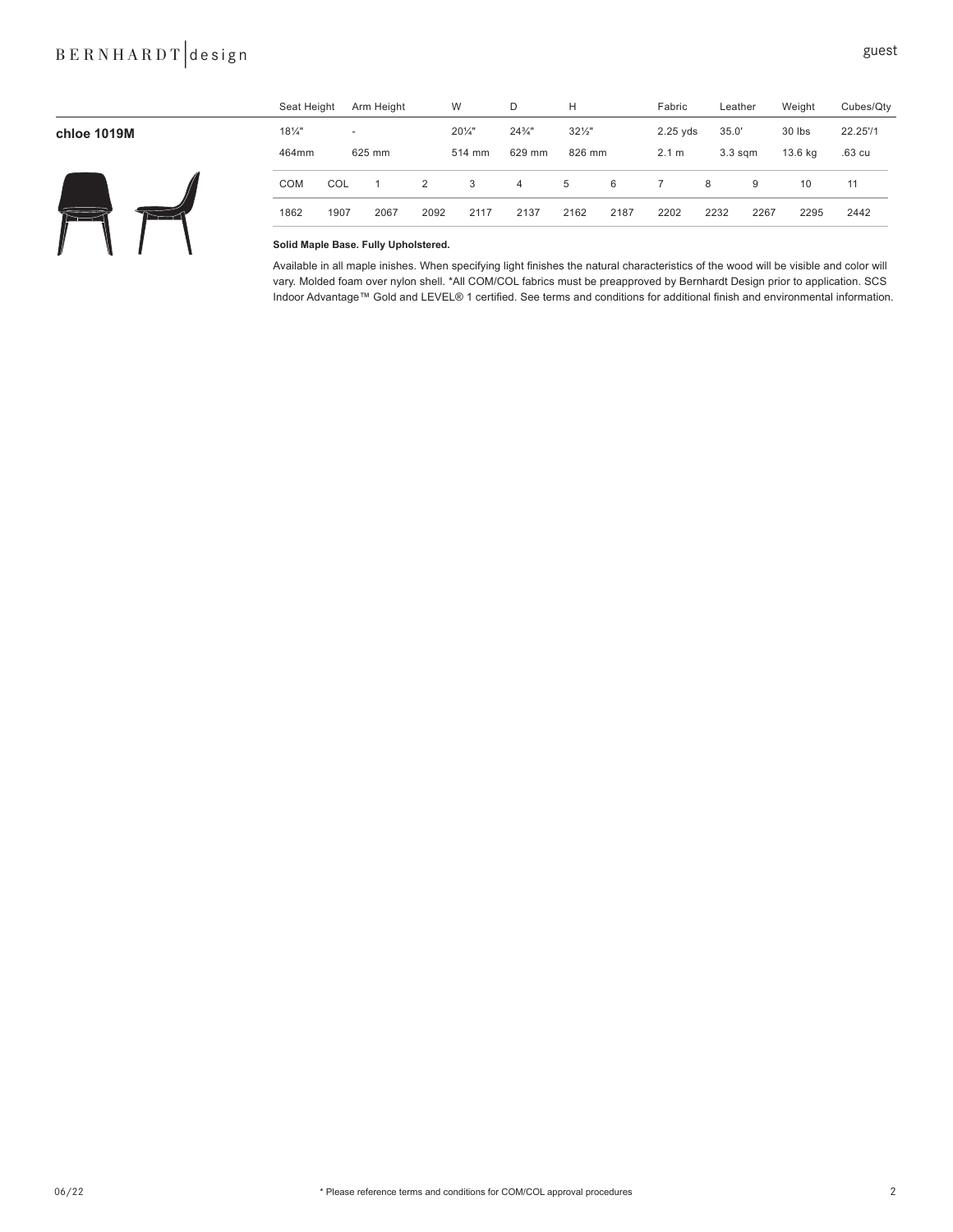## chloe 1019M

| Seat Height | Arm Height | W | D | H | Fabric | Leather | Weight | Cubes/Qty |
|---|---|---|---|---|---|---|---|---|
| 18¼" | - | 20¼" | 24¾" | 32½" | 2.25 yds | 35.0' | 30 lbs | 22.25'/1 |
| 464mm | 625 mm | 514 mm | 629 mm | 826 mm | 2.1 m | 3.3 sqm | 13.6 kg | .63 cu |

| COM | COL | 1 | 2 | 3 | 4 | 5 | 6 | 7 | 8 | 9 | 10 | 11 |
|---|---|---|---|---|---|---|---|---|---|---|---|---|
| 1862 | 1907 | 2067 | 2092 | 2117 | 2137 | 2162 | 2187 | 2202 | 2232 | 2267 | 2295 | 2442 |

**Solid Maple Base. Fully Upholstered.**

Available in all maple inishes. When specifying light finishes the natural characteristics of the wood will be visible and color will vary. Molded foam over nylon shell. *All COM/COL fabrics must be preapproved by Bernhardt Design prior to application. SCS Indoor Advantage™ Gold and LEVEL® 1 certified. See terms and conditions for additional finish and environmental information.

* Please reference terms and conditions for COM/COL approval procedures